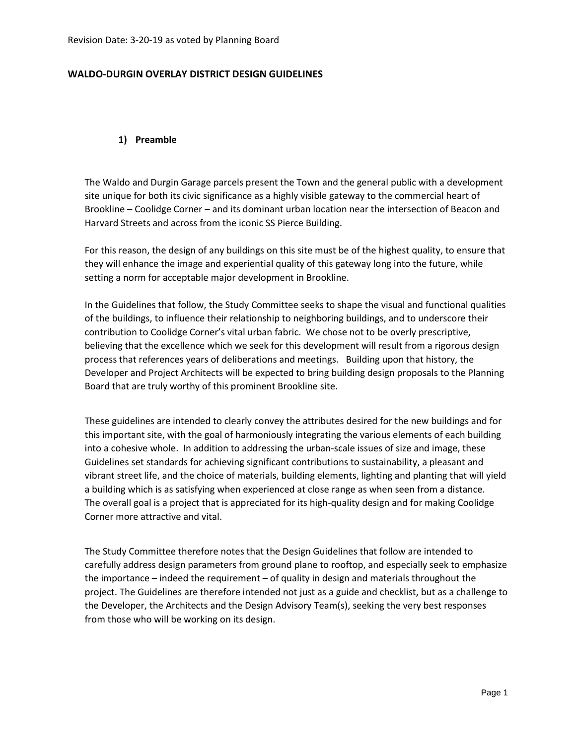Revision Date: 3-20-19 as voted by Planning Board

# WALDO-DURGIN OVERLAY DISTRICT DESIGN GUIDELINES

## 1) Preamble

The Waldo and Durgin Garage parcels present the Town and the general public with a development site unique for both its civic significance as a highly visible gateway to the commercial heart of Brookline – Coolidge Corner – and its dominant urban location near the intersection of Beacon and Harvard Streets and across from the iconic SS Pierce Building.

For this reason, the design of any buildings on this site must be of the highest quality, to ensure that they will enhance the image and experiential quality of this gateway long into the future, while setting a norm for acceptable major development in Brookline.

In the Guidelines that follow, the Study Committee seeks to shape the visual and functional qualities of the buildings, to influence their relationship to neighboring buildings, and to underscore their contribution to Coolidge Corner's vital urban fabric. We chose not to be overly prescriptive, believing that the excellence which we seek for this development will result from a rigorous design process that references years of deliberations and meetings. Building upon that history, the Developer and Project Architects will be expected to bring building design proposals to the Planning Board that are truly worthy of this prominent Brookline site.

These guidelines are intended to clearly convey the attributes desired for the new buildings and for this important site, with the goal of harmoniously integrating the various elements of each building into a cohesive whole. In addition to addressing the urban-scale issues of size and image, these Guidelines set standards for achieving significant contributions to sustainability, a pleasant and vibrant street life, and the choice of materials, building elements, lighting and planting that will yield a building which is as satisfying when experienced at close range as when seen from a distance. The overall goal is a project that is appreciated for its high-quality design and for making Coolidge Corner more attractive and vital.

The Study Committee therefore notes that the Design Guidelines that follow are intended to carefully address design parameters from ground plane to rooftop, and especially seek to emphasize the importance – indeed the requirement – of quality in design and materials throughout the project. The Guidelines are therefore intended not just as a guide and checklist, but as a challenge to the Developer, the Architects and the Design Advisory Team(s), seeking the very best responses from those who will be working on its design.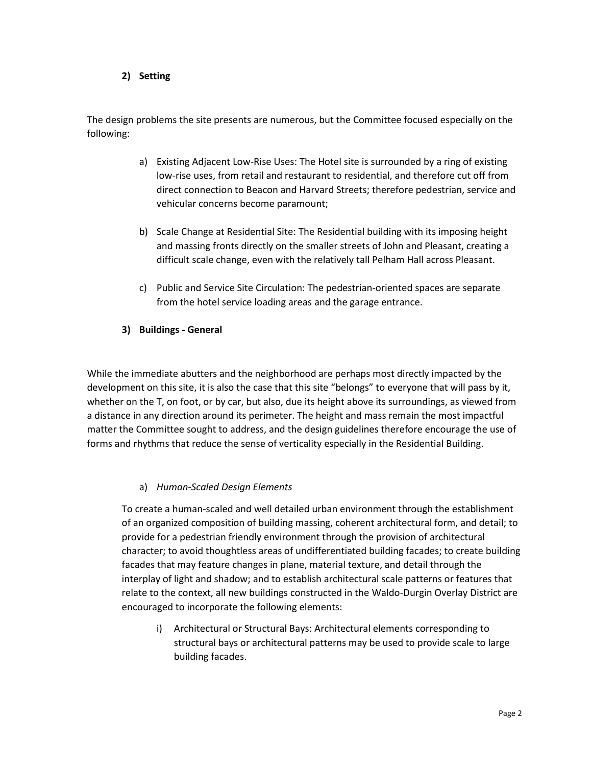**2) Setting**

The design problems the site presents are numerous, but the Committee focused especially on the following:

a) Existing Adjacent Low-Rise Uses: The Hotel site is surrounded by a ring of existing low-rise uses, from retail and restaurant to residential, and therefore cut off from direct connection to Beacon and Harvard Streets; therefore pedestrian, service and vehicular concerns become paramount;

b) Scale Change at Residential Site: The Residential building with its imposing height and massing fronts directly on the smaller streets of John and Pleasant, creating a difficult scale change, even with the relatively tall Pelham Hall across Pleasant.

c) Public and Service Site Circulation: The pedestrian-oriented spaces are separate from the hotel service loading areas and the garage entrance.

**3) Buildings - General**

While the immediate abutters and the neighborhood are perhaps most directly impacted by the development on this site, it is also the case that this site "belongs" to everyone that will pass by it, whether on the T, on foot, or by car, but also, due its height above its surroundings, as viewed from a distance in any direction around its perimeter. The height and mass remain the most impactful matter the Committee sought to address, and the design guidelines therefore encourage the use of forms and rhythms that reduce the sense of verticality especially in the Residential Building.

a) *Human-Scaled Design Elements*

To create a human-scaled and well detailed urban environment through the establishment of an organized composition of building massing, coherent architectural form, and detail; to provide for a pedestrian friendly environment through the provision of architectural character; to avoid thoughtless areas of undifferentiated building facades; to create building facades that may feature changes in plane, material texture, and detail through the interplay of light and shadow; and to establish architectural scale patterns or features that relate to the context, all new buildings constructed in the Waldo-Durgin Overlay District are encouraged to incorporate the following elements:

i) Architectural or Structural Bays: Architectural elements corresponding to structural bays or architectural patterns may be used to provide scale to large building facades.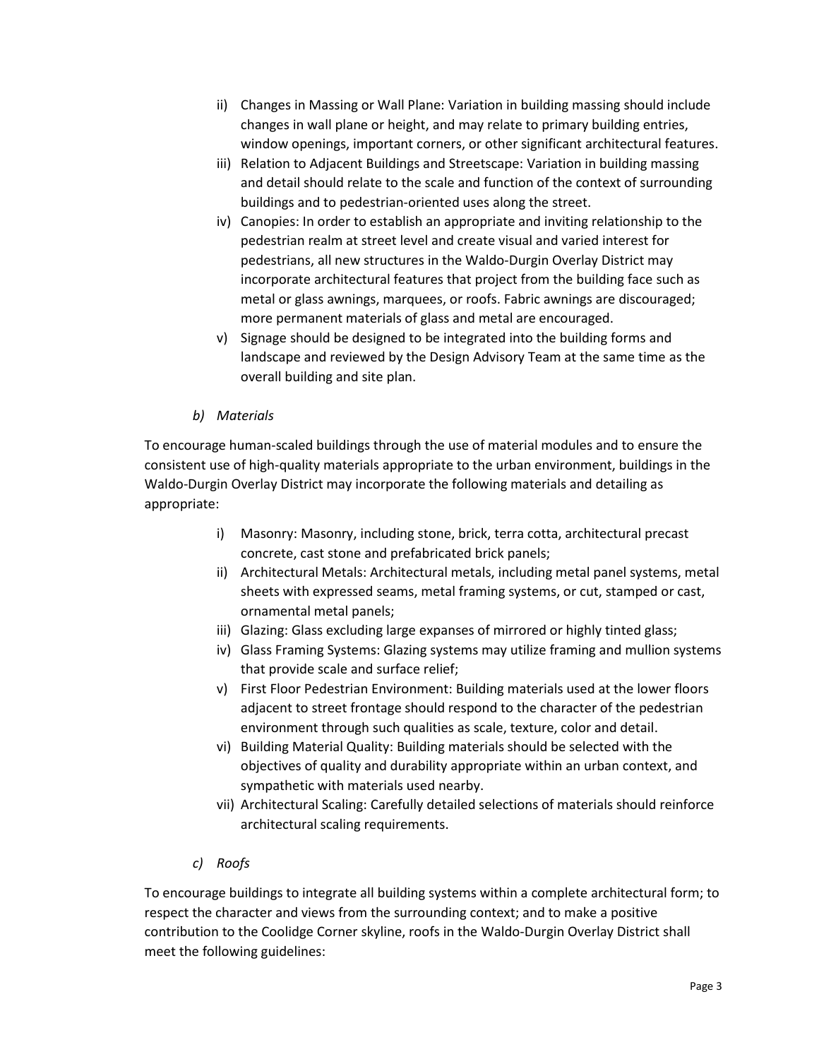ii) Changes in Massing or Wall Plane: Variation in building massing should include changes in wall plane or height, and may relate to primary building entries, window openings, important corners, or other significant architectural features.

iii) Relation to Adjacent Buildings and Streetscape: Variation in building massing and detail should relate to the scale and function of the context of surrounding buildings and to pedestrian-oriented uses along the street.

iv) Canopies: In order to establish an appropriate and inviting relationship to the pedestrian realm at street level and create visual and varied interest for pedestrians, all new structures in the Waldo-Durgin Overlay District may incorporate architectural features that project from the building face such as metal or glass awnings, marquees, or roofs. Fabric awnings are discouraged; more permanent materials of glass and metal are encouraged.

v) Signage should be designed to be integrated into the building forms and landscape and reviewed by the Design Advisory Team at the same time as the overall building and site plan.

*b) Materials*

To encourage human-scaled buildings through the use of material modules and to ensure the consistent use of high-quality materials appropriate to the urban environment, buildings in the Waldo-Durgin Overlay District may incorporate the following materials and detailing as appropriate:

i) Masonry: Masonry, including stone, brick, terra cotta, architectural precast concrete, cast stone and prefabricated brick panels;

ii) Architectural Metals: Architectural metals, including metal panel systems, metal sheets with expressed seams, metal framing systems, or cut, stamped or cast, ornamental metal panels;

iii) Glazing: Glass excluding large expanses of mirrored or highly tinted glass;

iv) Glass Framing Systems: Glazing systems may utilize framing and mullion systems that provide scale and surface relief;

v) First Floor Pedestrian Environment: Building materials used at the lower floors adjacent to street frontage should respond to the character of the pedestrian environment through such qualities as scale, texture, color and detail.

vi) Building Material Quality: Building materials should be selected with the objectives of quality and durability appropriate within an urban context, and sympathetic with materials used nearby.

vii) Architectural Scaling: Carefully detailed selections of materials should reinforce architectural scaling requirements.

*c) Roofs*

To encourage buildings to integrate all building systems within a complete architectural form; to respect the character and views from the surrounding context; and to make a positive contribution to the Coolidge Corner skyline, roofs in the Waldo-Durgin Overlay District shall meet the following guidelines: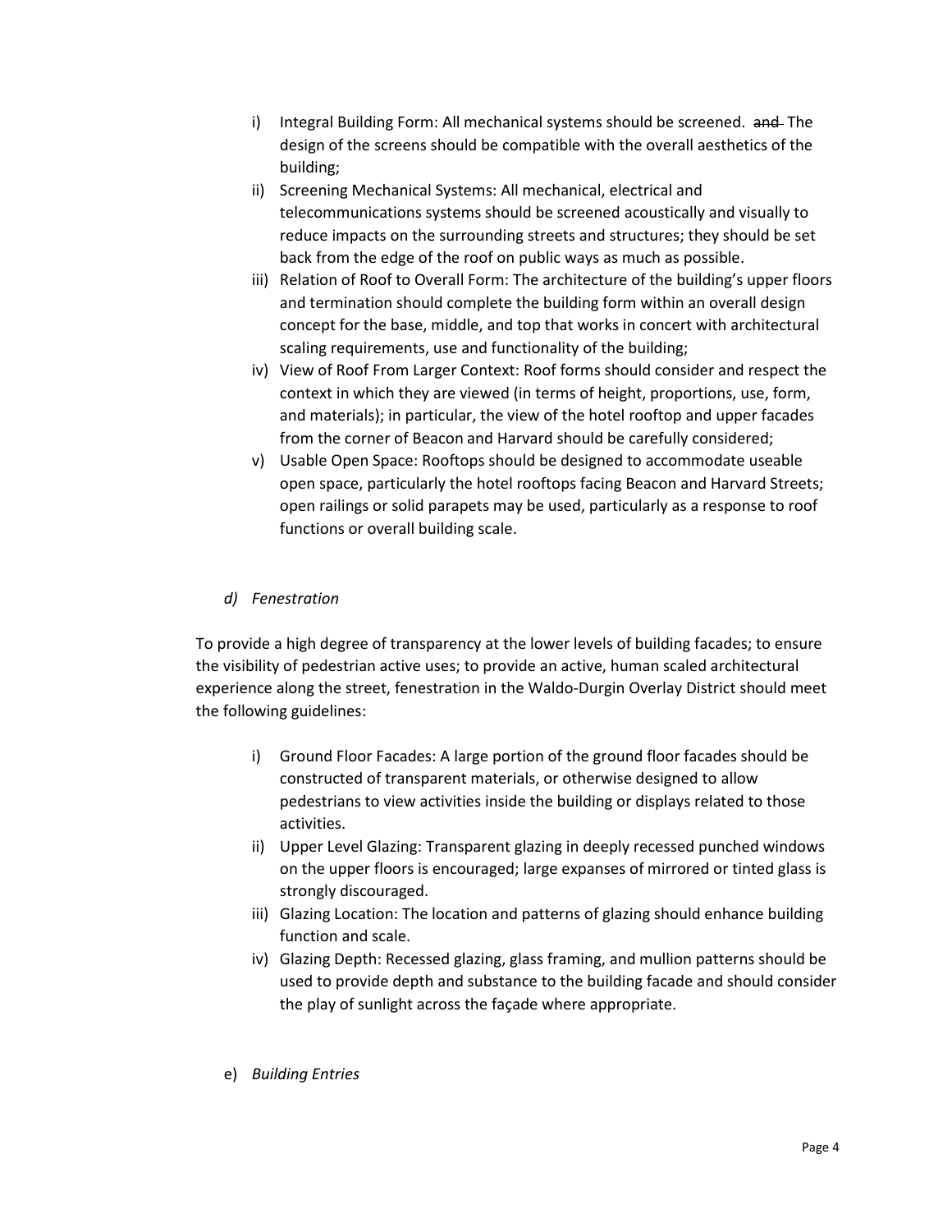i) Integral Building Form: All mechanical systems should be screened. ~~and~~ The design of the screens should be compatible with the overall aesthetics of the building;
ii) Screening Mechanical Systems: All mechanical, electrical and telecommunications systems should be screened acoustically and visually to reduce impacts on the surrounding streets and structures; they should be set back from the edge of the roof on public ways as much as possible.
iii) Relation of Roof to Overall Form: The architecture of the building's upper floors and termination should complete the building form within an overall design concept for the base, middle, and top that works in concert with architectural scaling requirements, use and functionality of the building;
iv) View of Roof From Larger Context: Roof forms should consider and respect the context in which they are viewed (in terms of height, proportions, use, form, and materials); in particular, the view of the hotel rooftop and upper facades from the corner of Beacon and Harvard should be carefully considered;
v) Usable Open Space: Rooftops should be designed to accommodate useable open space, particularly the hotel rooftops facing Beacon and Harvard Streets; open railings or solid parapets may be used, particularly as a response to roof functions or overall building scale.

*d) Fenestration*

To provide a high degree of transparency at the lower levels of building facades; to ensure the visibility of pedestrian active uses; to provide an active, human scaled architectural experience along the street, fenestration in the Waldo-Durgin Overlay District should meet the following guidelines:

i) Ground Floor Facades: A large portion of the ground floor facades should be constructed of transparent materials, or otherwise designed to allow pedestrians to view activities inside the building or displays related to those activities.
ii) Upper Level Glazing: Transparent glazing in deeply recessed punched windows on the upper floors is encouraged; large expanses of mirrored or tinted glass is strongly discouraged.
iii) Glazing Location: The location and patterns of glazing should enhance building function and scale.
iv) Glazing Depth: Recessed glazing, glass framing, and mullion patterns should be used to provide depth and substance to the building facade and should consider the play of sunlight across the façade where appropriate.

e) *Building Entries*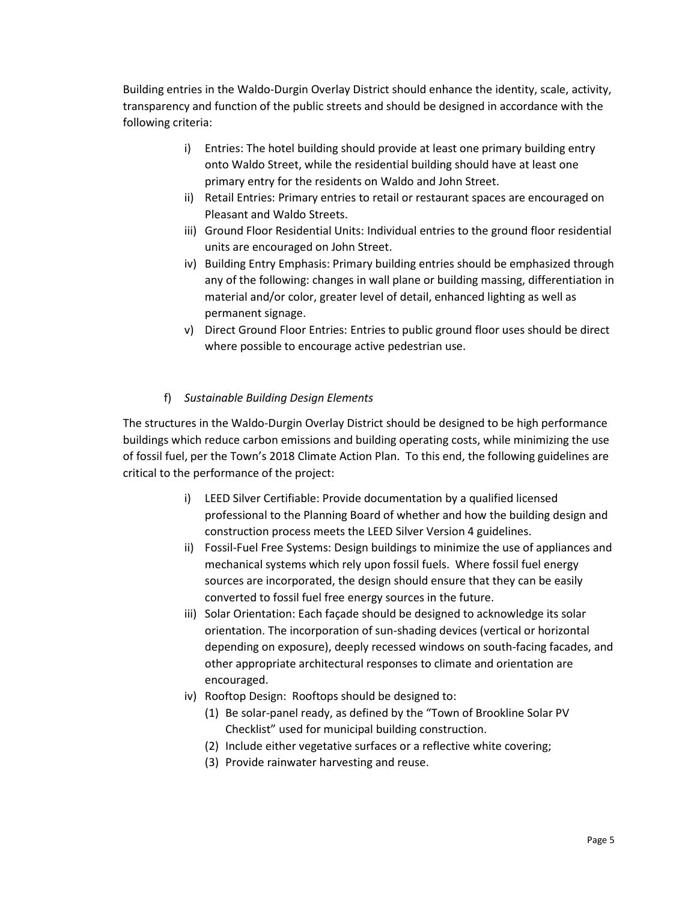Building entries in the Waldo-Durgin Overlay District should enhance the identity, scale, activity, transparency and function of the public streets and should be designed in accordance with the following criteria:

i) Entries: The hotel building should provide at least one primary building entry onto Waldo Street, while the residential building should have at least one primary entry for the residents on Waldo and John Street.
ii) Retail Entries: Primary entries to retail or restaurant spaces are encouraged on Pleasant and Waldo Streets.
iii) Ground Floor Residential Units: Individual entries to the ground floor residential units are encouraged on John Street.
iv) Building Entry Emphasis: Primary building entries should be emphasized through any of the following: changes in wall plane or building massing, differentiation in material and/or color, greater level of detail, enhanced lighting as well as permanent signage.
v) Direct Ground Floor Entries: Entries to public ground floor uses should be direct where possible to encourage active pedestrian use.

f) *Sustainable Building Design Elements*

The structures in the Waldo-Durgin Overlay District should be designed to be high performance buildings which reduce carbon emissions and building operating costs, while minimizing the use of fossil fuel, per the Town's 2018 Climate Action Plan. To this end, the following guidelines are critical to the performance of the project:

i) LEED Silver Certifiable: Provide documentation by a qualified licensed professional to the Planning Board of whether and how the building design and construction process meets the LEED Silver Version 4 guidelines.
ii) Fossil-Fuel Free Systems: Design buildings to minimize the use of appliances and mechanical systems which rely upon fossil fuels. Where fossil fuel energy sources are incorporated, the design should ensure that they can be easily converted to fossil fuel free energy sources in the future.
iii) Solar Orientation: Each façade should be designed to acknowledge its solar orientation. The incorporation of sun-shading devices (vertical or horizontal depending on exposure), deeply recessed windows on south-facing facades, and other appropriate architectural responses to climate and orientation are encouraged.
iv) Rooftop Design: Rooftops should be designed to:
   (1) Be solar-panel ready, as defined by the "Town of Brookline Solar PV Checklist" used for municipal building construction.
   (2) Include either vegetative surfaces or a reflective white covering;
   (3) Provide rainwater harvesting and reuse.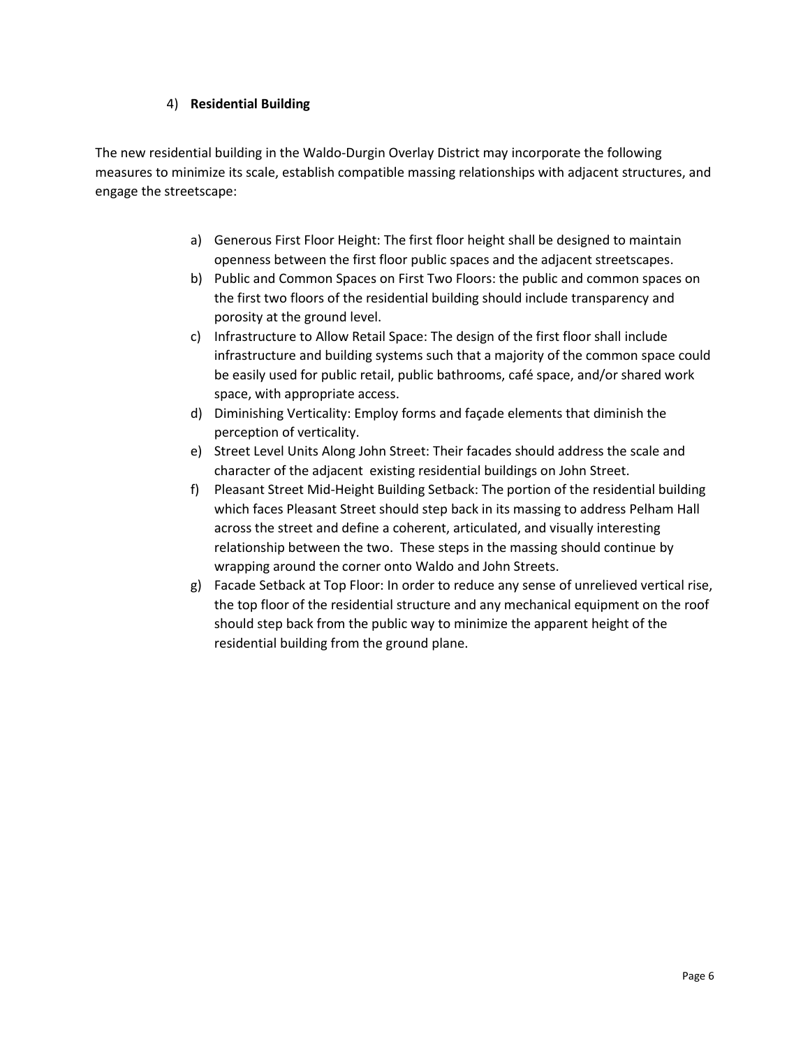4) **Residential Building**

The new residential building in the Waldo-Durgin Overlay District may incorporate the following measures to minimize its scale, establish compatible massing relationships with adjacent structures, and engage the streetscape:

a) Generous First Floor Height: The first floor height shall be designed to maintain openness between the first floor public spaces and the adjacent streetscapes.
b) Public and Common Spaces on First Two Floors: the public and common spaces on the first two floors of the residential building should include transparency and porosity at the ground level.
c) Infrastructure to Allow Retail Space: The design of the first floor shall include infrastructure and building systems such that a majority of the common space could be easily used for public retail, public bathrooms, café space, and/or shared work space, with appropriate access.
d) Diminishing Verticality: Employ forms and façade elements that diminish the perception of verticality.
e) Street Level Units Along John Street: Their facades should address the scale and character of the adjacent existing residential buildings on John Street.
f) Pleasant Street Mid-Height Building Setback: The portion of the residential building which faces Pleasant Street should step back in its massing to address Pelham Hall across the street and define a coherent, articulated, and visually interesting relationship between the two. These steps in the massing should continue by wrapping around the corner onto Waldo and John Streets.
g) Facade Setback at Top Floor: In order to reduce any sense of unrelieved vertical rise, the top floor of the residential structure and any mechanical equipment on the roof should step back from the public way to minimize the apparent height of the residential building from the ground plane.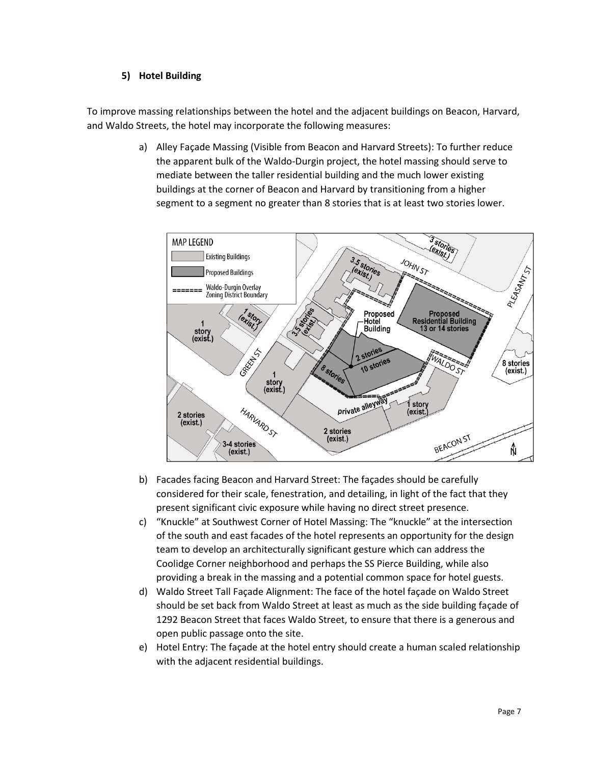### 5) Hotel Building

To improve massing relationships between the hotel and the adjacent buildings on Beacon, Harvard, and Waldo Streets, the hotel may incorporate the following measures:

a) Alley Façade Massing (Visible from Beacon and Harvard Streets): To further reduce the apparent bulk of the Waldo-Durgin project, the hotel massing should serve to mediate between the taller residential building and the much lower existing buildings at the corner of Beacon and Harvard by transitioning from a higher segment to a segment no greater than 8 stories that is at least two stories lower.

b) Facades facing Beacon and Harvard Street: The façades should be carefully considered for their scale, fenestration, and detailing, in light of the fact that they present significant civic exposure while having no direct street presence.

c) "Knuckle" at Southwest Corner of Hotel Massing: The "knuckle" at the intersection of the south and east facades of the hotel represents an opportunity for the design team to develop an architecturally significant gesture which can address the Coolidge Corner neighborhood and perhaps the SS Pierce Building, while also providing a break in the massing and a potential common space for hotel guests.

d) Waldo Street Tall Façade Alignment: The face of the hotel façade on Waldo Street should be set back from Waldo Street at least as much as the side building façade of 1292 Beacon Street that faces Waldo Street, to ensure that there is a generous and open public passage onto the site.

e) Hotel Entry: The façade at the hotel entry should create a human scaled relationship with the adjacent residential buildings.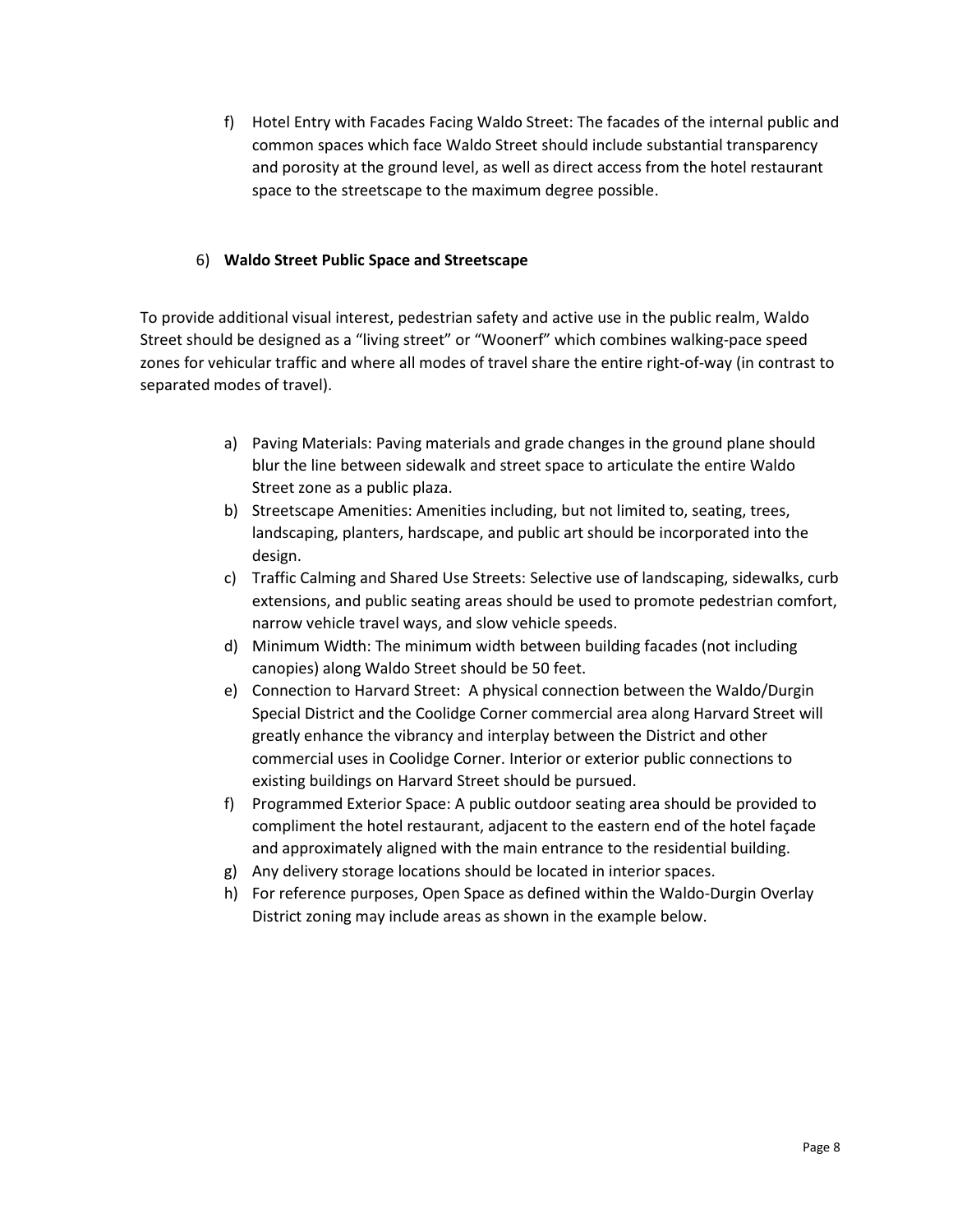f) Hotel Entry with Facades Facing Waldo Street: The facades of the internal public and common spaces which face Waldo Street should include substantial transparency and porosity at the ground level, as well as direct access from the hotel restaurant space to the streetscape to the maximum degree possible.

6) **Waldo Street Public Space and Streetscape**

To provide additional visual interest, pedestrian safety and active use in the public realm, Waldo Street should be designed as a "living street" or "Woonerf" which combines walking-pace speed zones for vehicular traffic and where all modes of travel share the entire right-of-way (in contrast to separated modes of travel).

a) Paving Materials: Paving materials and grade changes in the ground plane should blur the line between sidewalk and street space to articulate the entire Waldo Street zone as a public plaza.
b) Streetscape Amenities: Amenities including, but not limited to, seating, trees, landscaping, planters, hardscape, and public art should be incorporated into the design.
c) Traffic Calming and Shared Use Streets: Selective use of landscaping, sidewalks, curb extensions, and public seating areas should be used to promote pedestrian comfort, narrow vehicle travel ways, and slow vehicle speeds.
d) Minimum Width: The minimum width between building facades (not including canopies) along Waldo Street should be 50 feet.
e) Connection to Harvard Street: A physical connection between the Waldo/Durgin Special District and the Coolidge Corner commercial area along Harvard Street will greatly enhance the vibrancy and interplay between the District and other commercial uses in Coolidge Corner. Interior or exterior public connections to existing buildings on Harvard Street should be pursued.
f) Programmed Exterior Space: A public outdoor seating area should be provided to compliment the hotel restaurant, adjacent to the eastern end of the hotel façade and approximately aligned with the main entrance to the residential building.
g) Any delivery storage locations should be located in interior spaces.
h) For reference purposes, Open Space as defined within the Waldo-Durgin Overlay District zoning may include areas as shown in the example below.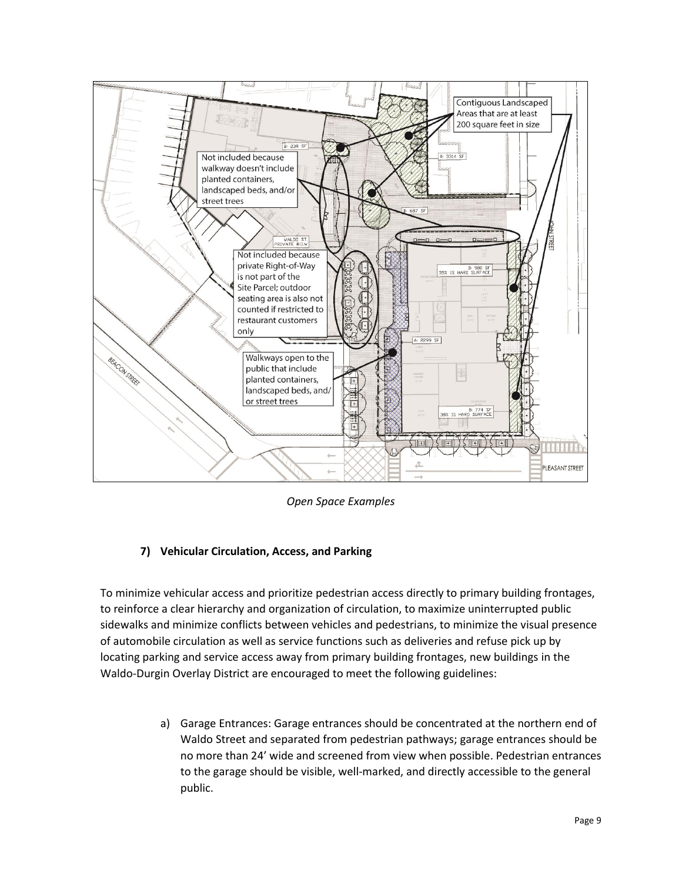*Open Space Examples*

### 7) Vehicular Circulation, Access, and Parking

To minimize vehicular access and prioritize pedestrian access directly to primary building frontages, to reinforce a clear hierarchy and organization of circulation, to maximize uninterrupted public sidewalks and minimize conflicts between vehicles and pedestrians, to minimize the visual presence of automobile circulation as well as service functions such as deliveries and refuse pick up by locating parking and service access away from primary building frontages, new buildings in the Waldo-Durgin Overlay District are encouraged to meet the following guidelines:

a) Garage Entrances: Garage entrances should be concentrated at the northern end of Waldo Street and separated from pedestrian pathways; garage entrances should be no more than 24' wide and screened from view when possible. Pedestrian entrances to the garage should be visible, well-marked, and directly accessible to the general public.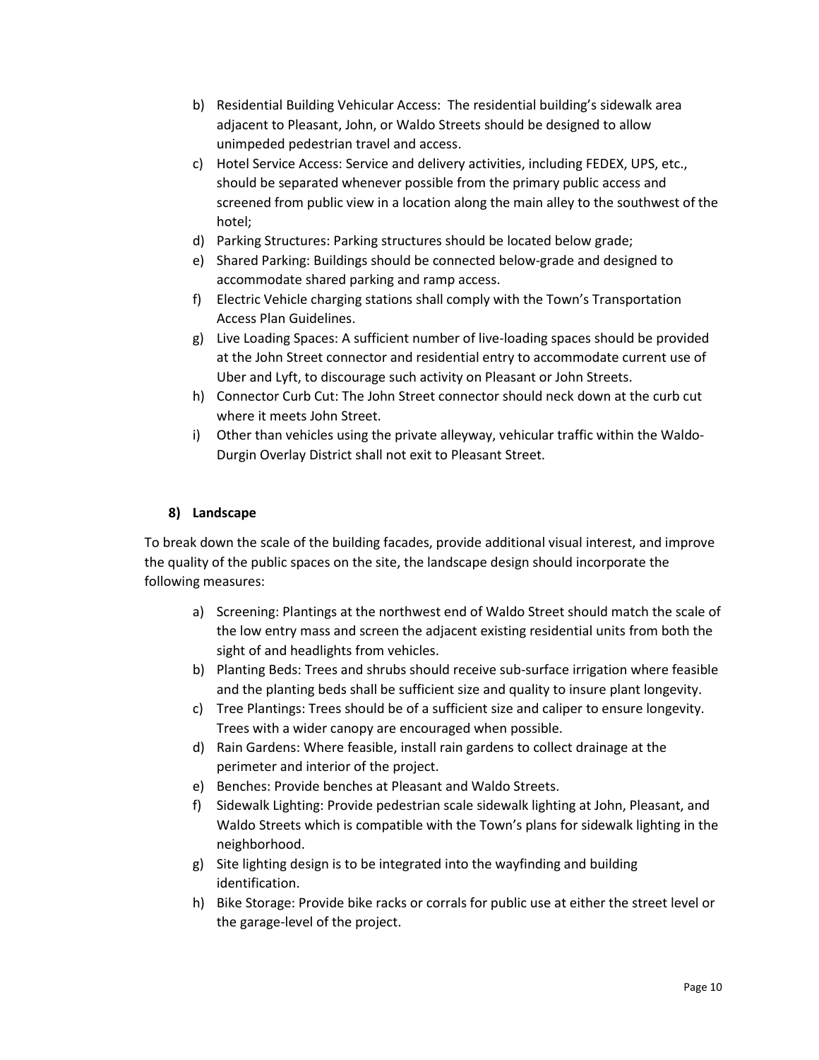b) Residential Building Vehicular Access: The residential building's sidewalk area adjacent to Pleasant, John, or Waldo Streets should be designed to allow unimpeded pedestrian travel and access.
c) Hotel Service Access: Service and delivery activities, including FEDEX, UPS, etc., should be separated whenever possible from the primary public access and screened from public view in a location along the main alley to the southwest of the hotel;
d) Parking Structures: Parking structures should be located below grade;
e) Shared Parking: Buildings should be connected below-grade and designed to accommodate shared parking and ramp access.
f) Electric Vehicle charging stations shall comply with the Town's Transportation Access Plan Guidelines.
g) Live Loading Spaces: A sufficient number of live-loading spaces should be provided at the John Street connector and residential entry to accommodate current use of Uber and Lyft, to discourage such activity on Pleasant or John Streets.
h) Connector Curb Cut: The John Street connector should neck down at the curb cut where it meets John Street.
i) Other than vehicles using the private alleyway, vehicular traffic within the Waldo-Durgin Overlay District shall not exit to Pleasant Street.

**8) Landscape**

To break down the scale of the building facades, provide additional visual interest, and improve the quality of the public spaces on the site, the landscape design should incorporate the following measures:

a) Screening: Plantings at the northwest end of Waldo Street should match the scale of the low entry mass and screen the adjacent existing residential units from both the sight of and headlights from vehicles.
b) Planting Beds: Trees and shrubs should receive sub-surface irrigation where feasible and the planting beds shall be sufficient size and quality to insure plant longevity.
c) Tree Plantings: Trees should be of a sufficient size and caliper to ensure longevity. Trees with a wider canopy are encouraged when possible.
d) Rain Gardens: Where feasible, install rain gardens to collect drainage at the perimeter and interior of the project.
e) Benches: Provide benches at Pleasant and Waldo Streets.
f) Sidewalk Lighting: Provide pedestrian scale sidewalk lighting at John, Pleasant, and Waldo Streets which is compatible with the Town's plans for sidewalk lighting in the neighborhood.
g) Site lighting design is to be integrated into the wayfinding and building identification.
h) Bike Storage: Provide bike racks or corrals for public use at either the street level or the garage-level of the project.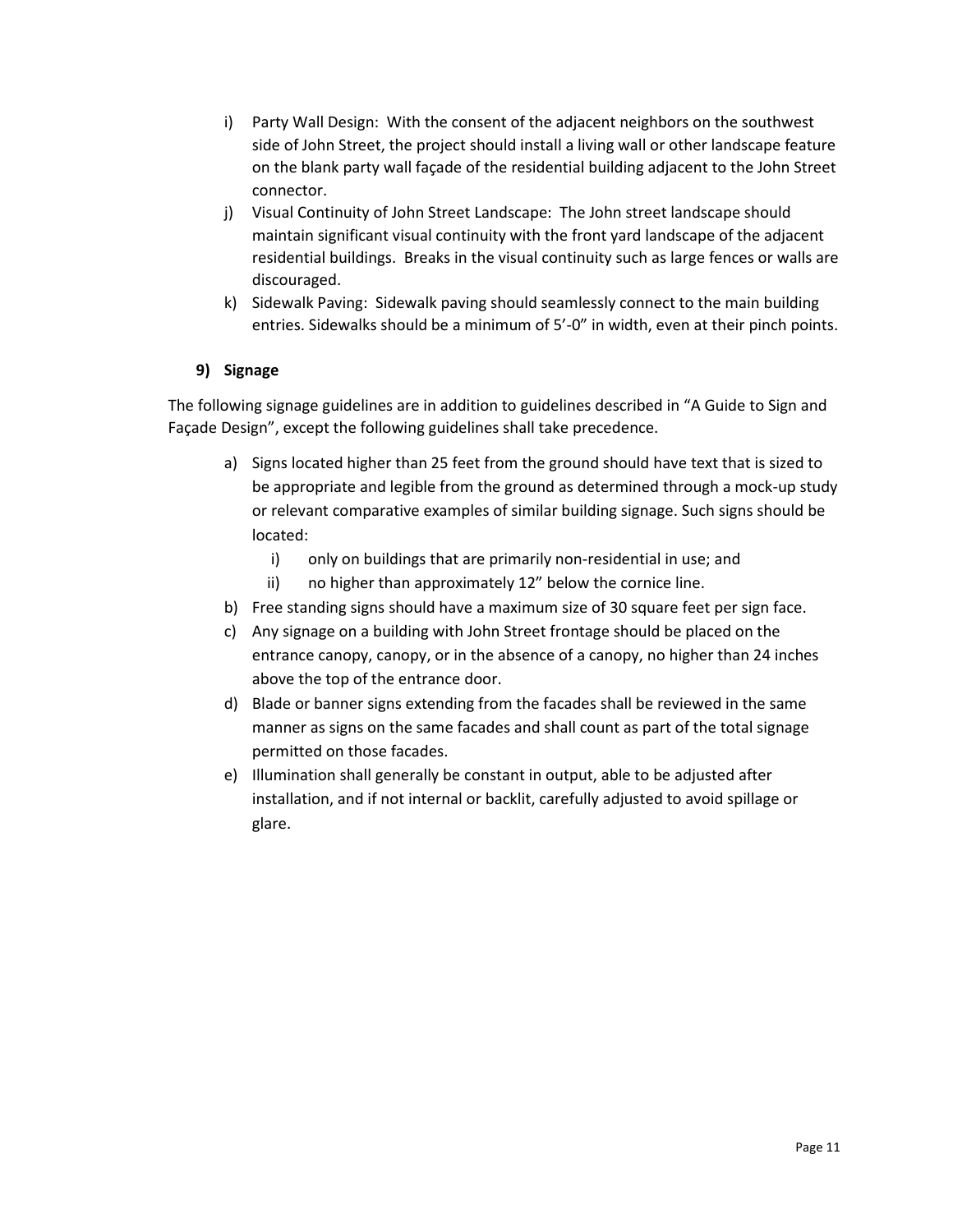i) Party Wall Design: With the consent of the adjacent neighbors on the southwest side of John Street, the project should install a living wall or other landscape feature on the blank party wall façade of the residential building adjacent to the John Street connector.

j) Visual Continuity of John Street Landscape: The John street landscape should maintain significant visual continuity with the front yard landscape of the adjacent residential buildings. Breaks in the visual continuity such as large fences or walls are discouraged.

k) Sidewalk Paving: Sidewalk paving should seamlessly connect to the main building entries. Sidewalks should be a minimum of 5'-0" in width, even at their pinch points.

### 9) Signage

The following signage guidelines are in addition to guidelines described in "A Guide to Sign and Façade Design", except the following guidelines shall take precedence.

a) Signs located higher than 25 feet from the ground should have text that is sized to be appropriate and legible from the ground as determined through a mock-up study or relevant comparative examples of similar building signage. Such signs should be located:
   i) only on buildings that are primarily non-residential in use; and
   ii) no higher than approximately 12" below the cornice line.

b) Free standing signs should have a maximum size of 30 square feet per sign face.

c) Any signage on a building with John Street frontage should be placed on the entrance canopy, canopy, or in the absence of a canopy, no higher than 24 inches above the top of the entrance door.

d) Blade or banner signs extending from the facades shall be reviewed in the same manner as signs on the same facades and shall count as part of the total signage permitted on those facades.

e) Illumination shall generally be constant in output, able to be adjusted after installation, and if not internal or backlit, carefully adjusted to avoid spillage or glare.